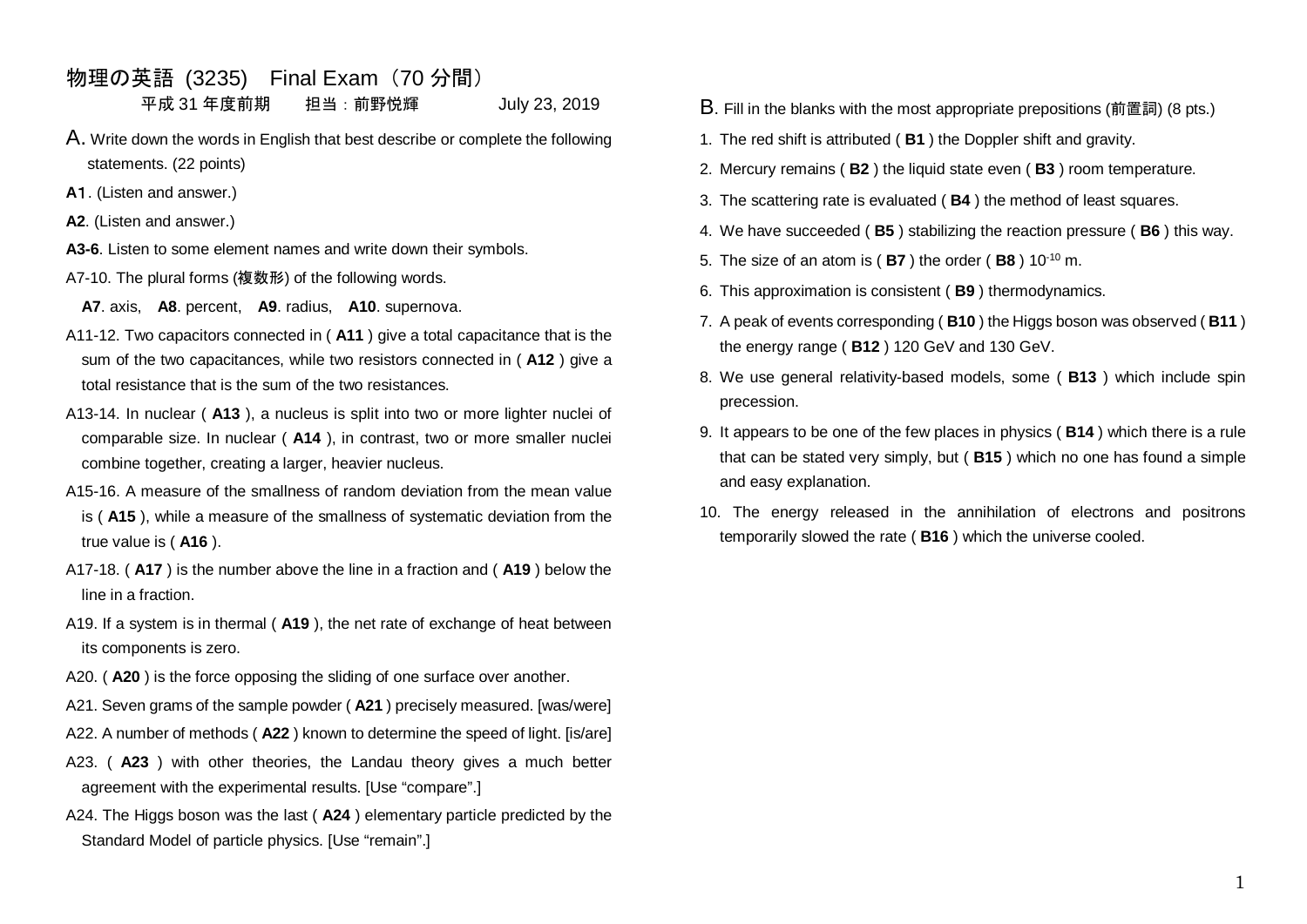# 物理の英語 (3235)　Final Exam（70 分間）

平成 31 年度前期　　担当：前野悦輝　　　　July 23, 2019

## A. Write down the words in English that best describe or complete the following statements. (22 points)

**A1**. (Listen and answer.)

**A2**. (Listen and answer.)

**A3-6**. Listen to some element names and write down their symbols.

A7-10. The plural forms (複数形) of the following words.

**A7**. axis,　**A8**. percent,　**A9**. radius,　**A10**. supernova.

A11-12. Two capacitors connected in ( **A11** ) give a total capacitance that is the sum of the two capacitances, while two resistors connected in ( **A12** ) give a total resistance that is the sum of the two resistances.

A13-14. In nuclear ( **A13** ), a nucleus is split into two or more lighter nuclei of comparable size. In nuclear ( **A14** ), in contrast, two or more smaller nuclei combine together, creating a larger, heavier nucleus.

A15-16. A measure of the smallness of random deviation from the mean value is ( **A15** ), while a measure of the smallness of systematic deviation from the true value is ( **A16** ).

A17-18. ( **A17** ) is the number above the line in a fraction and ( **A19** ) below the line in a fraction.

A19. If a system is in thermal ( **A19** ), the net rate of exchange of heat between its components is zero.

A20. ( **A20** ) is the force opposing the sliding of one surface over another.

A21. Seven grams of the sample powder ( **A21** ) precisely measured. [was/were]

A22. A number of methods ( **A22** ) known to determine the speed of light. [is/are]

A23. ( **A23** ) with other theories, the Landau theory gives a much better agreement with the experimental results. [Use "compare".]

A24. The Higgs boson was the last ( **A24** ) elementary particle predicted by the Standard Model of particle physics. [Use "remain".]

## B. Fill in the blanks with the most appropriate prepositions (前置詞) (8 pts.)

1. The red shift is attributed ( **B1** ) the Doppler shift and gravity.
2. Mercury remains ( **B2** ) the liquid state even ( **B3** ) room temperature.
3. The scattering rate is evaluated ( **B4** ) the method of least squares.
4. We have succeeded ( **B5** ) stabilizing the reaction pressure ( **B6** ) this way.
5. The size of an atom is ( **B7** ) the order ( **B8** ) $10^{-10}$ m.
6. This approximation is consistent ( **B9** ) thermodynamics.
7. A peak of events corresponding ( **B10** ) the Higgs boson was observed ( **B11** ) the energy range ( **B12** ) 120 GeV and 130 GeV.
8. We use general relativity-based models, some ( **B13** ) which include spin precession.
9. It appears to be one of the few places in physics ( **B14** ) which there is a rule that can be stated very simply, but ( **B15** ) which no one has found a simple and easy explanation.
10. The energy released in the annihilation of electrons and positrons temporarily slowed the rate ( **B16** ) which the universe cooled.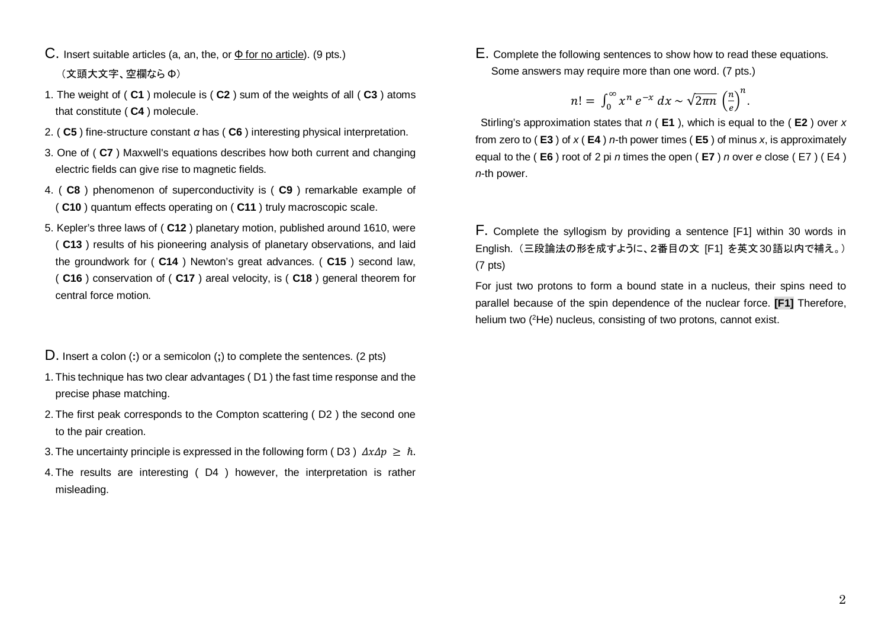C. Insert suitable articles (a, an, the, or Φ for no article). (9 pts.)

（文頭大文字、空欄なら Φ）

1. The weight of ( **C1** ) molecule is ( **C2** ) sum of the weights of all ( **C3** ) atoms that constitute ( **C4** ) molecule.
2. ( **C5** ) fine-structure constant *α* has ( **C6** ) interesting physical interpretation.
3. One of ( **C7** ) Maxwell's equations describes how both current and changing electric fields can give rise to magnetic fields.
4. ( **C8** ) phenomenon of superconductivity is ( **C9** ) remarkable example of ( **C10** ) quantum effects operating on ( **C11** ) truly macroscopic scale.
5. Kepler's three laws of ( **C12** ) planetary motion, published around 1610, were ( **C13** ) results of his pioneering analysis of planetary observations, and laid the groundwork for ( **C14** ) Newton's great advances. ( **C15** ) second law, ( **C16** ) conservation of ( **C17** ) areal velocity, is ( **C18** ) general theorem for central force motion.

D. Insert a colon (**:**) or a semicolon (**;**) to complete the sentences. (2 pts)

1. This technique has two clear advantages ( D1 ) the fast time response and the precise phase matching.
2. The first peak corresponds to the Compton scattering ( D2 ) the second one to the pair creation.
3. The uncertainty principle is expressed in the following form ( D3 ) $\Delta x \Delta p \ \geq \ \hbar$.
4. The results are interesting ( D4 ) however, the interpretation is rather misleading.

E. Complete the following sentences to show how to read these equations. Some answers may require more than one word. (7 pts.)

$$n! = \int_0^\infty x^n \, e^{-x} \, dx \sim \sqrt{2\pi n} \left(\frac{n}{e}\right)^n.$$

Stirling's approximation states that $n$ ( **E1** ), which is equal to the ( **E2** ) over $x$ from zero to ( **E3** ) of $x$ ( **E4** ) $n$-th power times ( **E5** ) of minus $x$, is approximately equal to the ( **E6** ) root of 2 pi $n$ times the open ( **E7** ) $n$ over $e$ close ( E7 ) ( E4 ) $n$-th power.

F. Complete the syllogism by providing a sentence [F1] within 30 words in English.（三段論法の形を成すように、2番目の文 [F1] を英文30語以内で補え。）(7 pts)

For just two protons to form a bound state in a nucleus, their spins need to parallel because of the spin dependence of the nuclear force. **[F1]** Therefore, helium two ($^2$He) nucleus, consisting of two protons, cannot exist.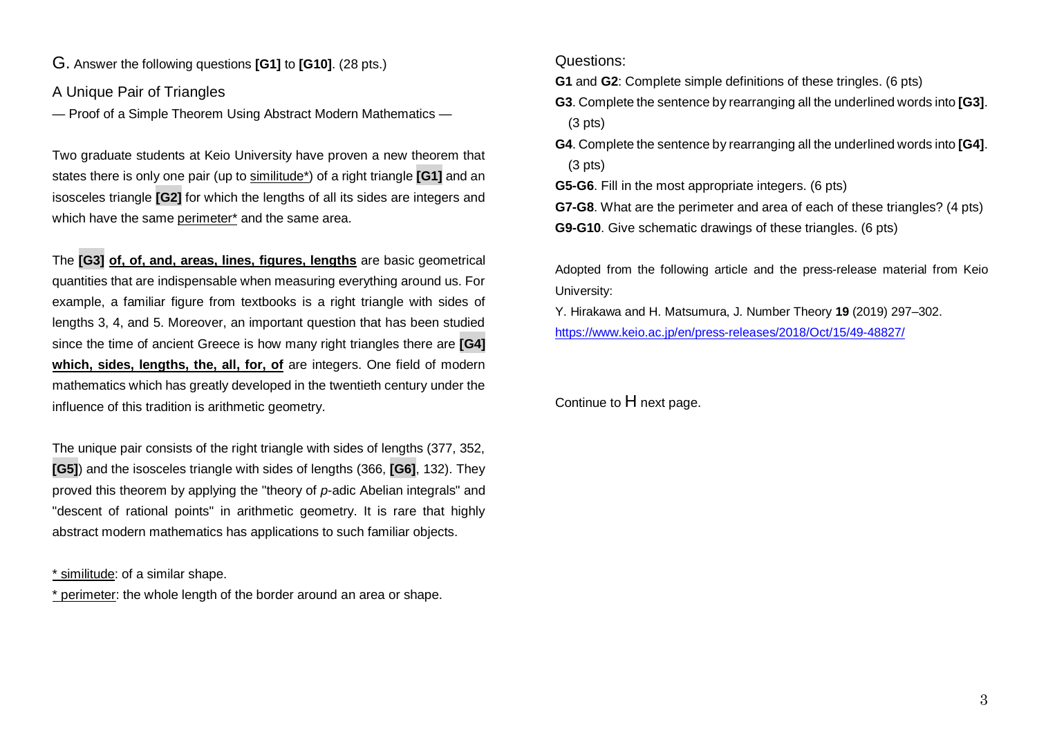G. Answer the following questions **[G1]** to **[G10]**. (28 pts.)

## A Unique Pair of Triangles

— Proof of a Simple Theorem Using Abstract Modern Mathematics —

Two graduate students at Keio University have proven a new theorem that states there is only one pair (up to <u>similitude*</u>) of a right triangle **[G1]** and an isosceles triangle **[G2]** for which the lengths of all its sides are integers and which have the same <u>perimeter*</u> and the same area.

The **[G3]** **<u>of, of, and, areas, lines, figures, lengths</u>** are basic geometrical quantities that are indispensable when measuring everything around us. For example, a familiar figure from textbooks is a right triangle with sides of lengths 3, 4, and 5. Moreover, an important question that has been studied since the time of ancient Greece is how many right triangles there are **[G4]** **<u>which, sides, lengths, the, all, for, of</u>** are integers. One field of modern mathematics which has greatly developed in the twentieth century under the influence of this tradition is arithmetic geometry.

The unique pair consists of the right triangle with sides of lengths (377, 352, **[G5]**) and the isosceles triangle with sides of lengths (366, **[G6]**, 132). They proved this theorem by applying the "theory of *p*-adic Abelian integrals" and "descent of rational points" in arithmetic geometry. It is rare that highly abstract modern mathematics has applications to such familiar objects.

<u>* similitude</u>: of a similar shape.

<u>* perimeter</u>: the whole length of the border around an area or shape.

Questions:

**G1** and **G2**: Complete simple definitions of these tringles. (6 pts)

**G3**. Complete the sentence by rearranging all the underlined words into **[G3]**. (3 pts)

**G4**. Complete the sentence by rearranging all the underlined words into **[G4]**. (3 pts)

**G5-G6**. Fill in the most appropriate integers. (6 pts)

**G7-G8**. What are the perimeter and area of each of these triangles? (4 pts)

**G9-G10**. Give schematic drawings of these triangles. (6 pts)

Adopted from the following article and the press-release material from Keio University:

Y. Hirakawa and H. Matsumura, J. Number Theory **19** (2019) 297–302.

https://www.keio.ac.jp/en/press-releases/2018/Oct/15/49-48827/

Continue to H next page.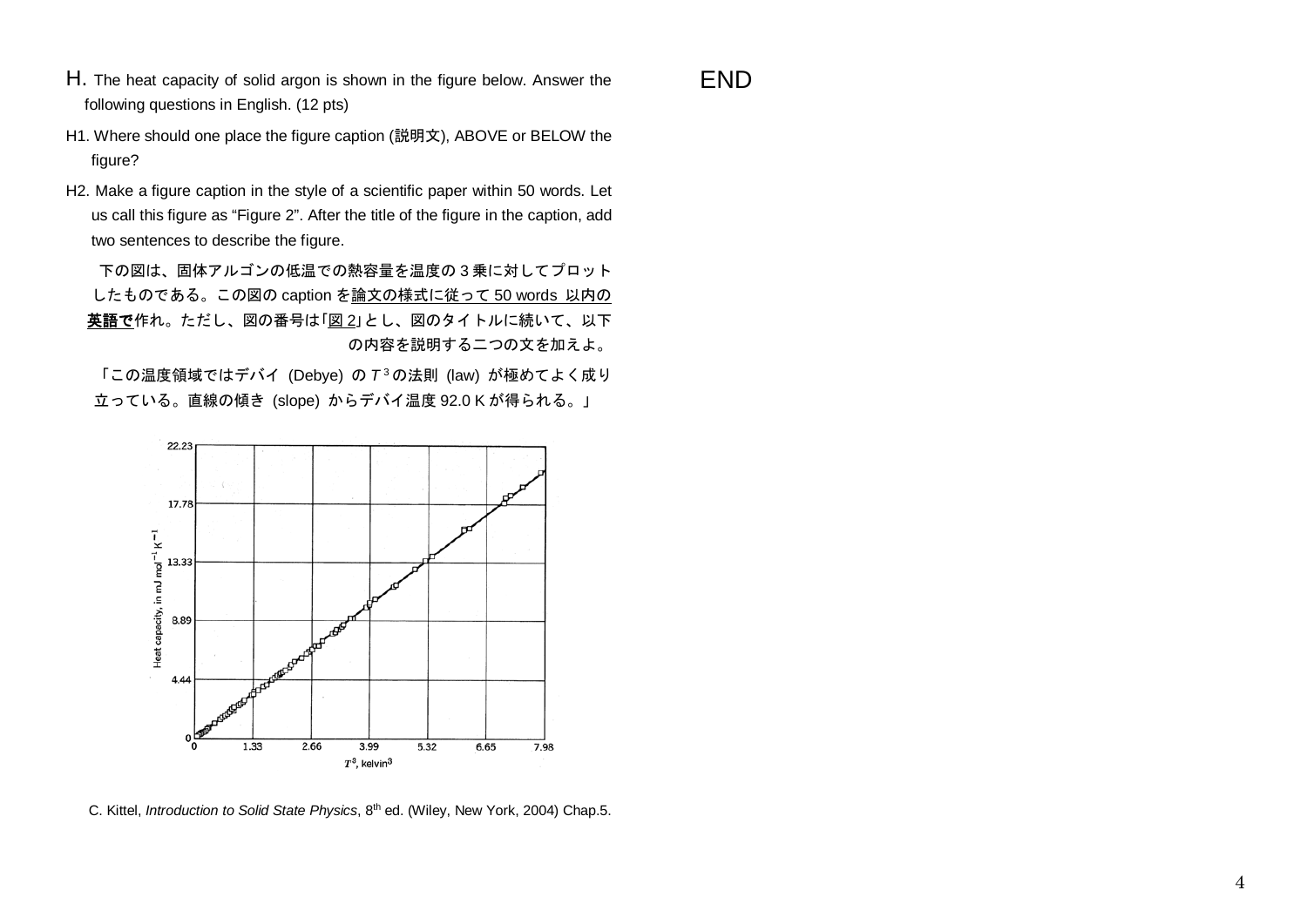**H.** The heat capacity of solid argon is shown in the figure below. Answer the following questions in English. (12 pts)

H1. Where should one place the figure caption (説明文), ABOVE or BELOW the figure?

H2. Make a figure caption in the style of a scientific paper within 50 words. Let us call this figure as "Figure 2". After the title of the figure in the caption, add two sentences to describe the figure.

下の図は、固体アルゴンの低温での熱容量を温度の 3 乗に対してプロットしたものである。この図の caption を論文の様式に従って 50 words 以内の**英語で**作れ。ただし、図の番号は「図 2」とし、図のタイトルに続いて、以下の内容を説明する二つの文を加えよ。

「この温度領域ではデバイ (Debye) の $T^3$ の法則 (law) が極めてよく成り立っている。直線の傾き (slope) からデバイ温度 92.0 K が得られる。」

C. Kittel, *Introduction to Solid State Physics*, 8th ed. (Wiley, New York, 2004) Chap.5.

END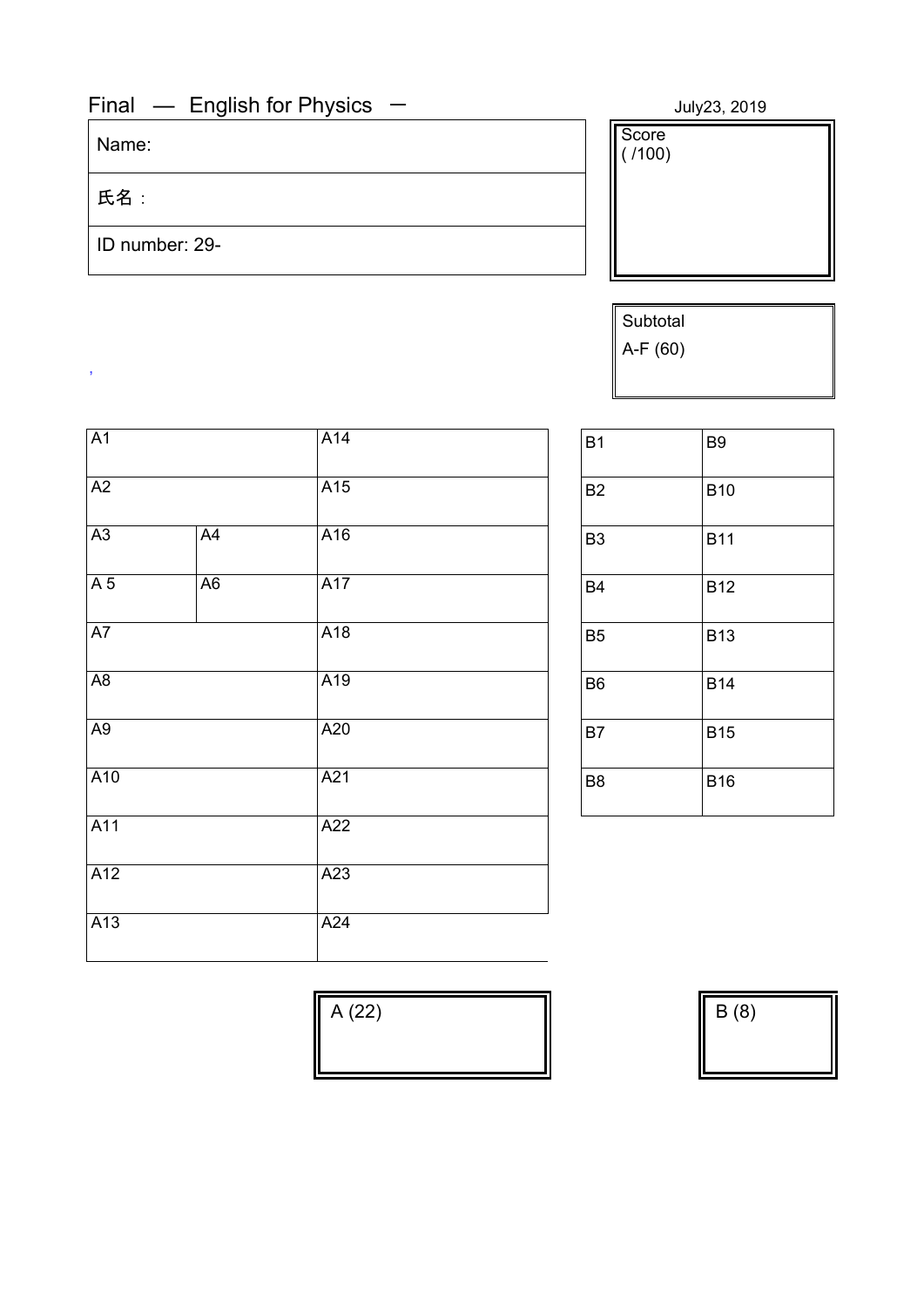Final — English for Physics — July23, 2019

| Name: |
| --- |
| 氏名： |
| ID number: 29- |

| Score ( /100) |
| --- |
| |

| Subtotal A-F (60) |
| --- |
| |

,

| A1 | | A14 |
| --- | --- | --- |
| A2 | | A15 |
| A3 | A4 | A16 |
| A 5 | A6 | A17 |
| A7 | | A18 |
| A8 | | A19 |
| A9 | | A20 |
| A10 | | A21 |
| A11 | | A22 |
| A12 | | A23 |
| A13 | | A24 |

| B1 | B9 |
| --- | --- |
| B2 | B10 |
| B3 | B11 |
| B4 | B12 |
| B5 | B13 |
| B6 | B14 |
| B7 | B15 |
| B8 | B16 |

| A (22) |
| --- |
| |

| B (8) |
| --- |
| |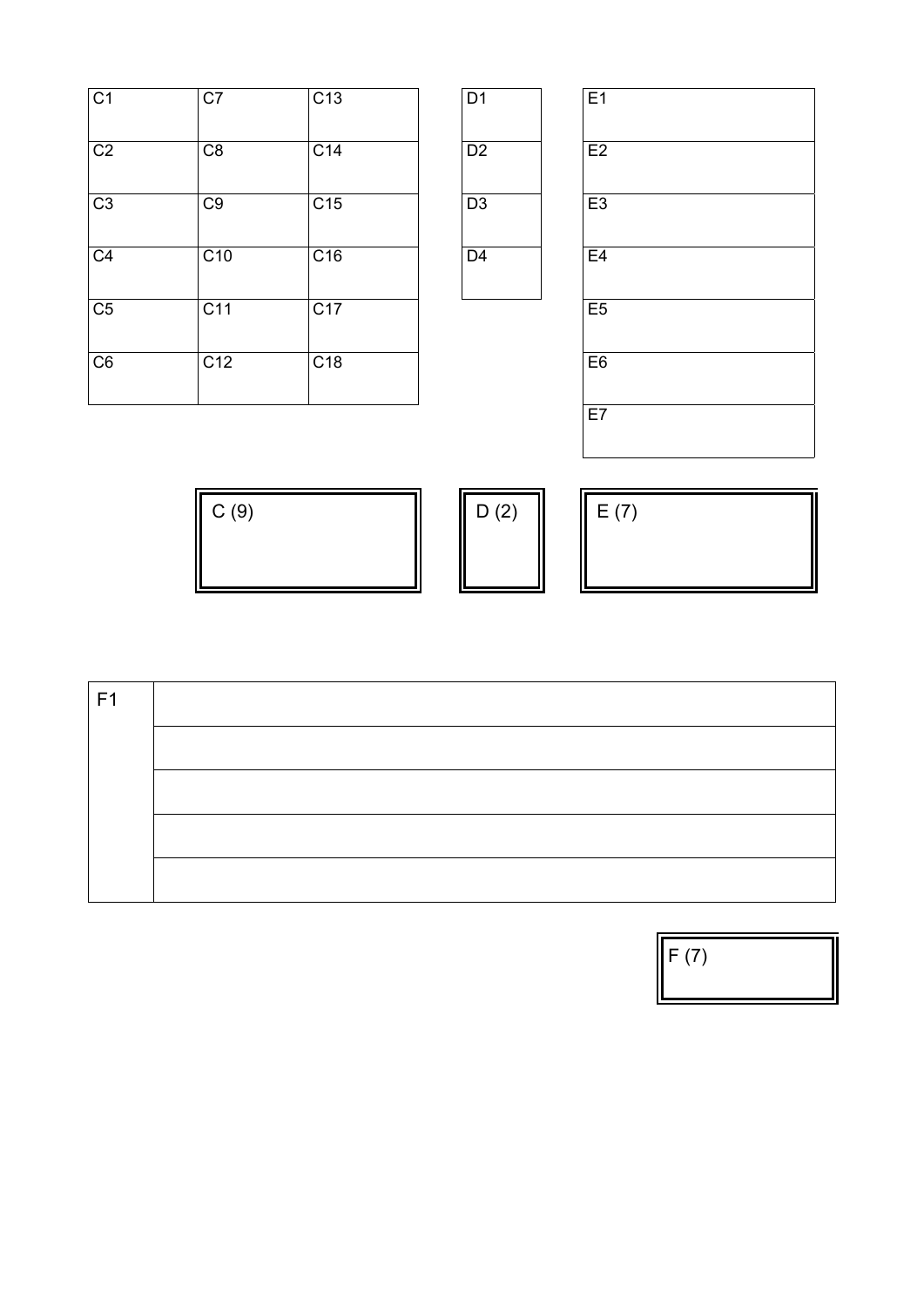| C1 | C7 | C13 |
|---|---|---|
| C2 | C8 | C14 |
| C3 | C9 | C15 |
| C4 | C10 | C16 |
| C5 | C11 | C17 |
| C6 | C12 | C18 |

| D1 |
|---|
| D2 |
| D3 |
| D4 |

| E1 |
|---|
| E2 |
| E3 |
| E4 |
| E5 |
| E6 |
| E7 |

| C (9) |
|---|
| |

| D (2) |
|---|
| |

| E (7) |
|---|
| |

| F1 | |
|---|---|
| | |
| | |
| | |
| | |

| F (7) |
|---|
| |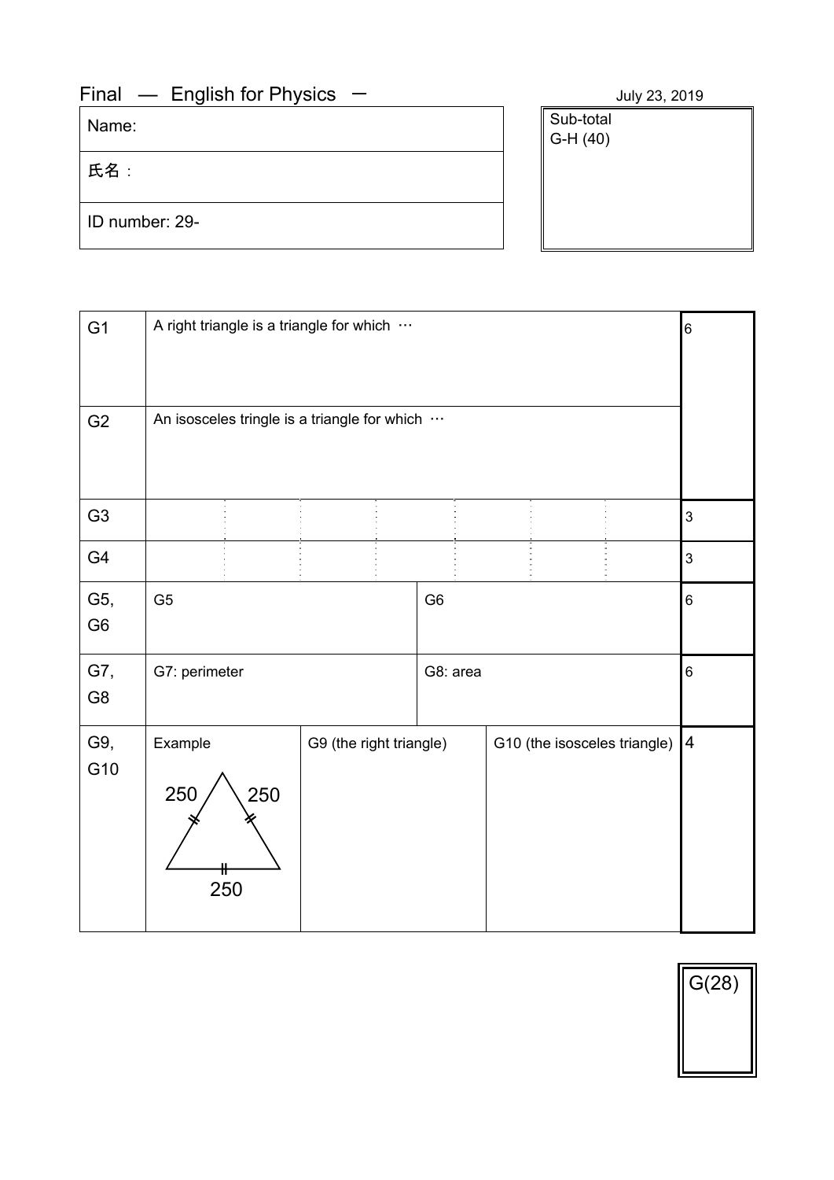Final — English for Physics ー

July 23, 2019

| Name: |
|---|
| 氏名： |
| ID number: 29- |

| Sub-total |
|---|
| G-H (40) |

| | | | | |
|---|---|---|---|---|
| G1 | A right triangle is a triangle for which … | | | 6 |
| G2 | An isosceles tringle is a triangle for which … | | | |
| G3 | | | | 3 |
| G4 | | | | 3 |
| G5, G6 | G5 | G6 | | 6 |
| G7, G8 | G7: perimeter | G8: area | | 6 |
| G9, G10 | Example: 250, 250, 250 | G9 (the right triangle) | G10 (the isosceles triangle) | 4 |

| G(28) |
|---|
| |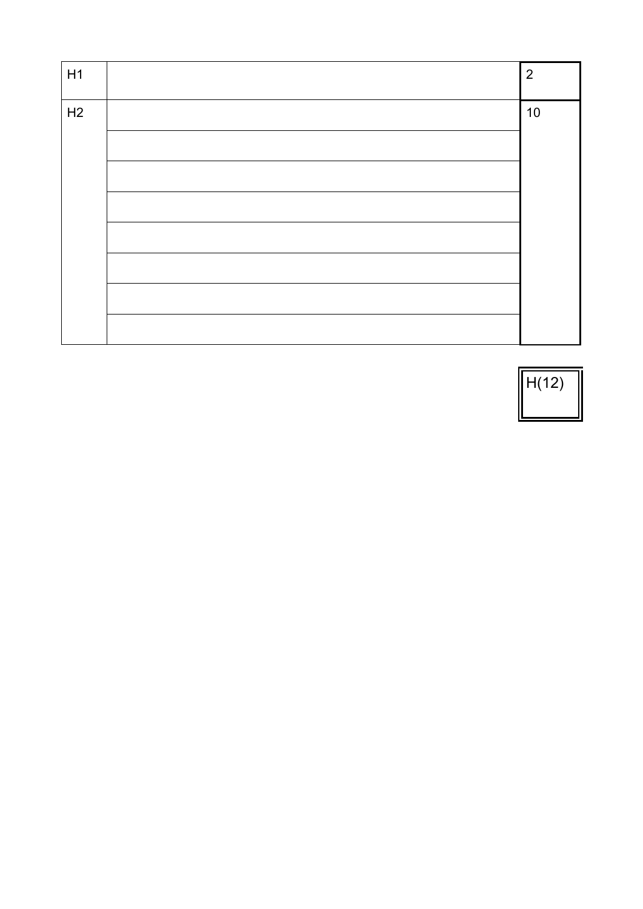| | | |
|---|---|---|
| H1 | | 2 |
| H2 | | 10 |
| | | |
| | | |
| | | |
| | | |
| | | |
| | | |
| | | |

H(12)